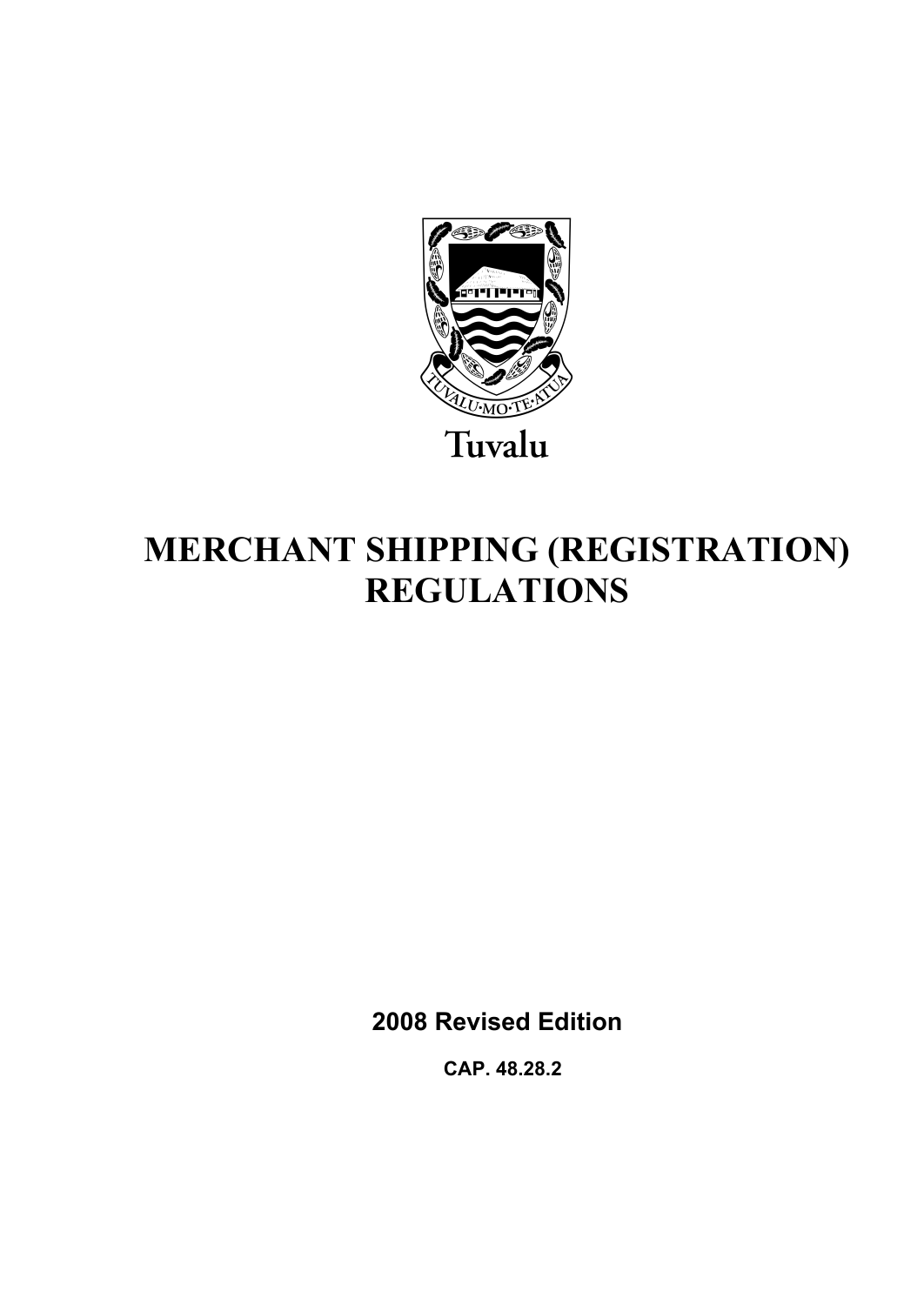Tuvalu

# MERCHANT SHIPPING (REGISTRATION) REGULATIONS

**2008 Revised Edition**

**CAP. 48.28.2**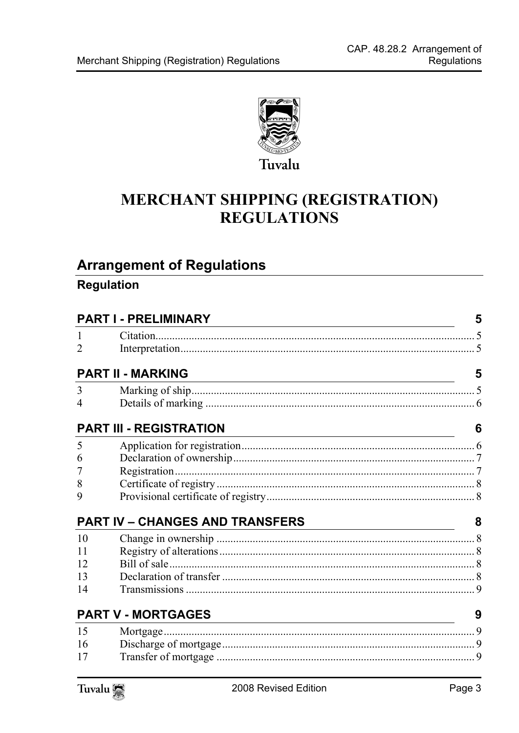Tuvalu

# MERCHANT SHIPPING (REGISTRATION) REGULATIONS

## Arrangement of Regulations

### Regulation

**PART I - PRELIMINARY** 5

1 Citation 5
2 Interpretation 5

**PART II - MARKING** 5

3 Marking of ship 5
4 Details of marking 6

**PART III - REGISTRATION** 6

5 Application for registration 6
6 Declaration of ownership 7
7 Registration 7
8 Certificate of registry 8
9 Provisional certificate of registry 8

**PART IV – CHANGES AND TRANSFERS** 8

10 Change in ownership 8
11 Registry of alterations 8
12 Bill of sale 8
13 Declaration of transfer 8
14 Transmissions 9

**PART V - MORTGAGES** 9

15 Mortgage 9
16 Discharge of mortgage 9
17 Transfer of mortgage 9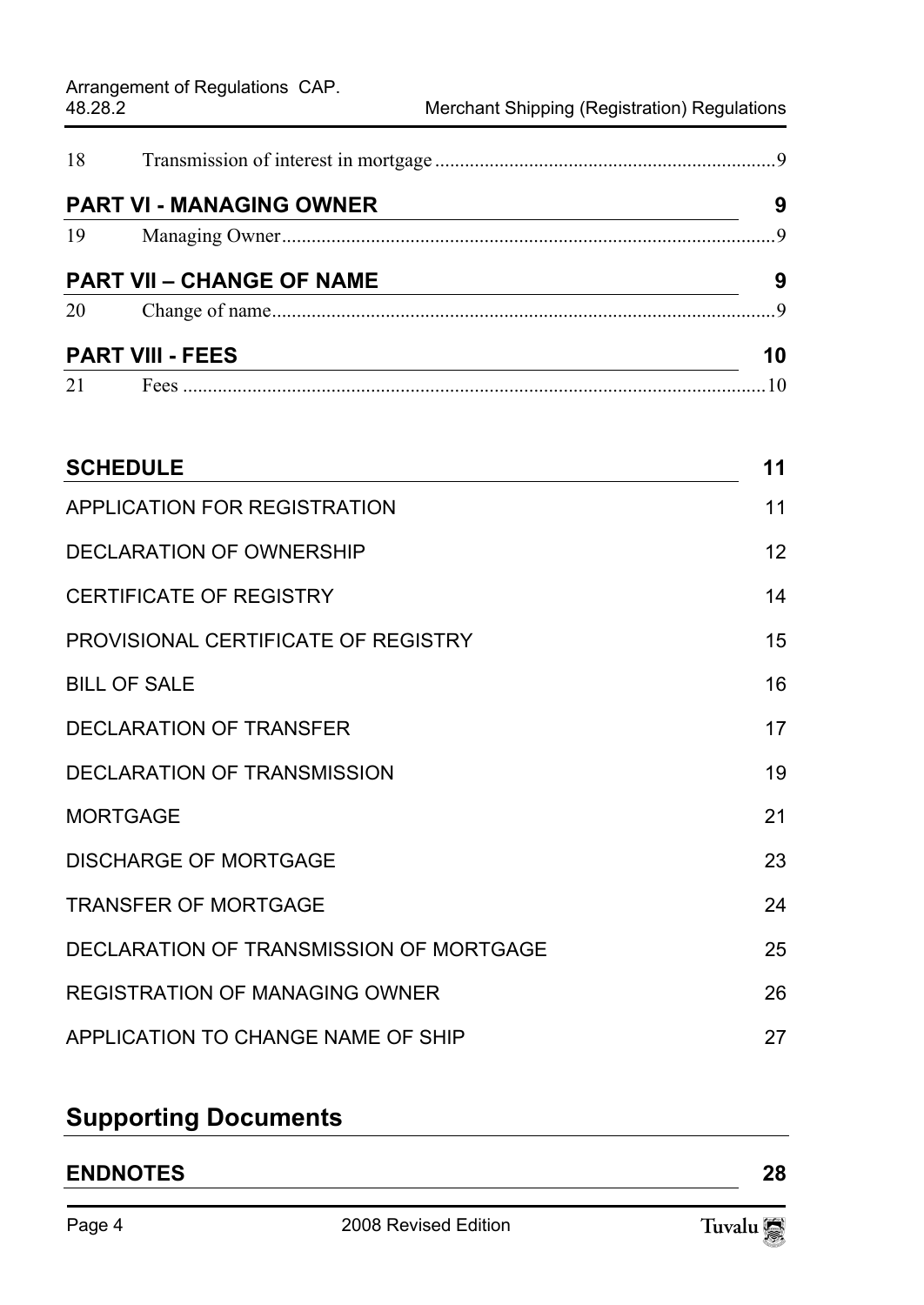| | | |
|---|---|---|
| 18 | Transmission of interest in mortgage | 9 |
| **PART VI - MANAGING OWNER** | | **9** |
| 19 | Managing Owner | 9 |
| **PART VII – CHANGE OF NAME** | | **9** |
| 20 | Change of name | 9 |
| **PART VIII - FEES** | | **10** |
| 21 | Fees | 10 |

| | |
|---|---|
| **SCHEDULE** | **11** |
| APPLICATION FOR REGISTRATION | 11 |
| DECLARATION OF OWNERSHIP | 12 |
| CERTIFICATE OF REGISTRY | 14 |
| PROVISIONAL CERTIFICATE OF REGISTRY | 15 |
| BILL OF SALE | 16 |
| DECLARATION OF TRANSFER | 17 |
| DECLARATION OF TRANSMISSION | 19 |
| MORTGAGE | 21 |
| DISCHARGE OF MORTGAGE | 23 |
| TRANSFER OF MORTGAGE | 24 |
| DECLARATION OF TRANSMISSION OF MORTGAGE | 25 |
| REGISTRATION OF MANAGING OWNER | 26 |
| APPLICATION TO CHANGE NAME OF SHIP | 27 |

## Supporting Documents

| | |
|---|---|
| **ENDNOTES** | **28** |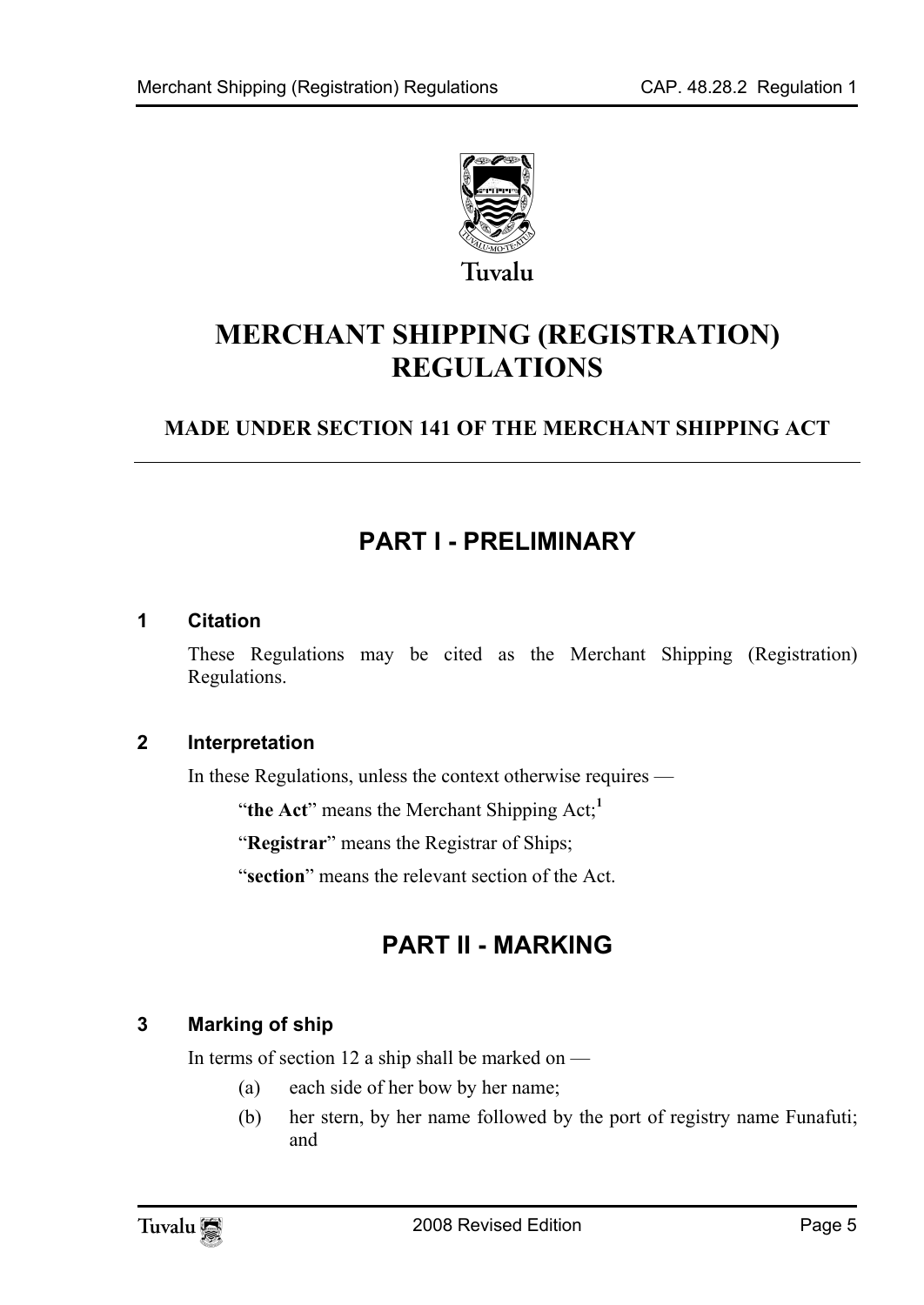Tuvalu

# MERCHANT SHIPPING (REGISTRATION) REGULATIONS

### MADE UNDER SECTION 141 OF THE MERCHANT SHIPPING ACT

---

## PART I - PRELIMINARY

### 1 Citation

These Regulations may be cited as the Merchant Shipping (Registration) Regulations.

### 2 Interpretation

In these Regulations, unless the context otherwise requires —

"**the Act**" means the Merchant Shipping Act;[1]

"**Registrar**" means the Registrar of Ships;

"**section**" means the relevant section of the Act.

## PART II - MARKING

### 3 Marking of ship

In terms of section 12 a ship shall be marked on —

(a) each side of her bow by her name;

(b) her stern, by her name followed by the port of registry name Funafuti; and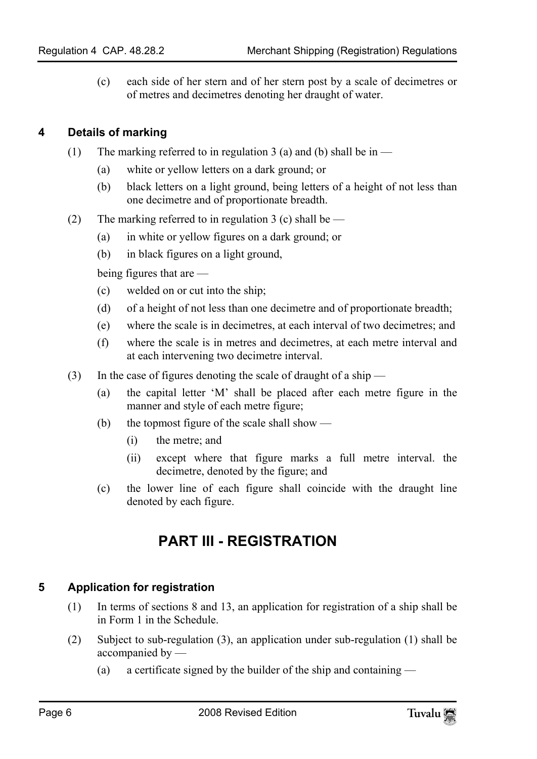(c) each side of her stern and of her stern post by a scale of decimetres or of metres and decimetres denoting her draught of water.

### 4 Details of marking

(1) The marking referred to in regulation 3 (a) and (b) shall be in —

- (a) white or yellow letters on a dark ground; or
- (b) black letters on a light ground, being letters of a height of not less than one decimetre and of proportionate breadth.

(2) The marking referred to in regulation 3 (c) shall be —

- (a) in white or yellow figures on a dark ground; or
- (b) in black figures on a light ground,

being figures that are —

- (c) welded on or cut into the ship;
- (d) of a height of not less than one decimetre and of proportionate breadth;
- (e) where the scale is in decimetres, at each interval of two decimetres; and
- (f) where the scale is in metres and decimetres, at each metre interval and at each intervening two decimetre interval.

(3) In the case of figures denoting the scale of draught of a ship —

- (a) the capital letter 'M' shall be placed after each metre figure in the manner and style of each metre figure;
- (b) the topmost figure of the scale shall show —
  - (i) the metre; and
  - (ii) except where that figure marks a full metre interval. the decimetre, denoted by the figure; and
- (c) the lower line of each figure shall coincide with the draught line denoted by each figure.

## PART III - REGISTRATION

### 5 Application for registration

(1) In terms of sections 8 and 13, an application for registration of a ship shall be in Form 1 in the Schedule.

(2) Subject to sub-regulation (3), an application under sub-regulation (1) shall be accompanied by —

- (a) a certificate signed by the builder of the ship and containing —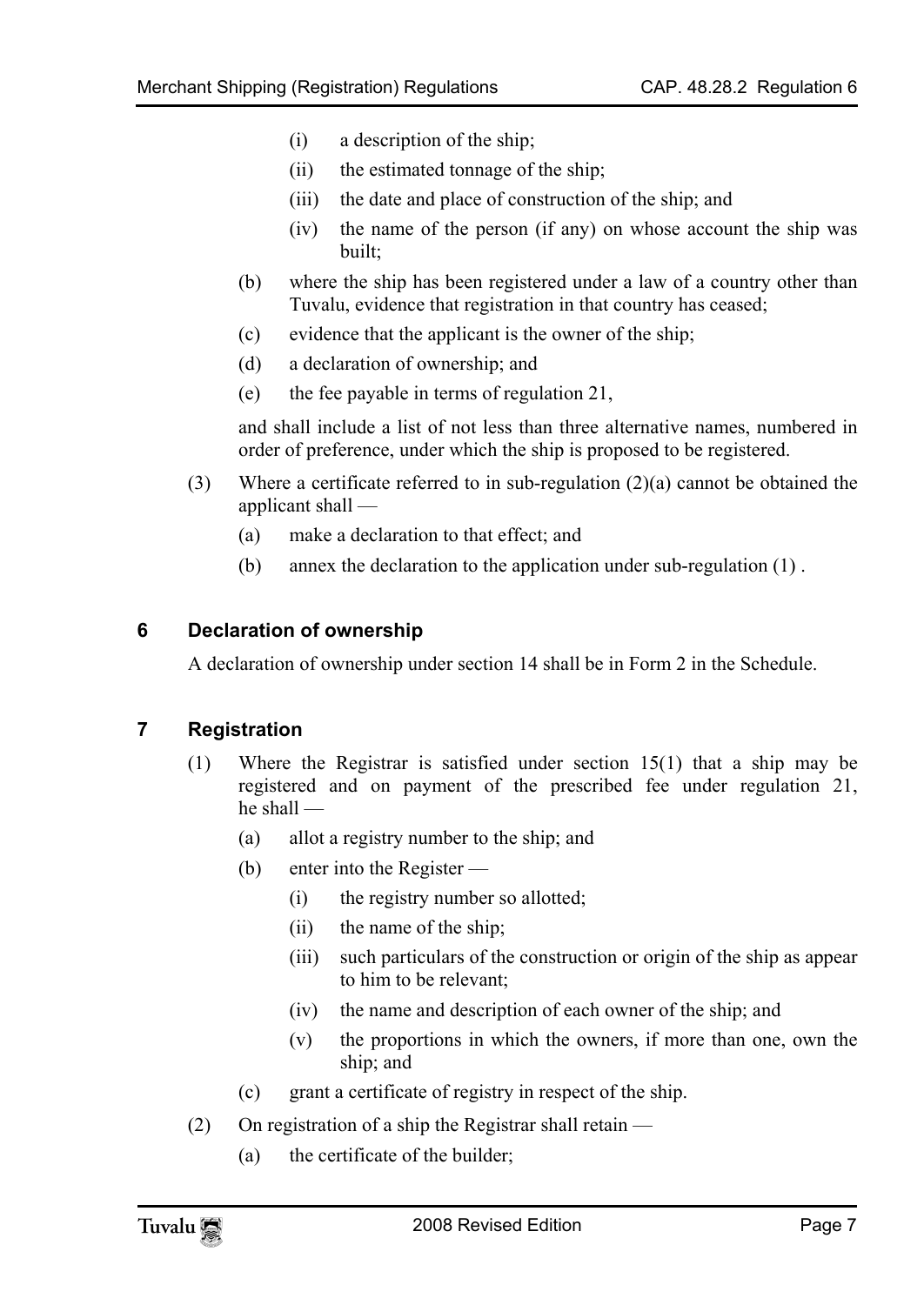- (i) a description of the ship;
   - (ii) the estimated tonnage of the ship;
   - (iii) the date and place of construction of the ship; and
   - (iv) the name of the person (if any) on whose account the ship was built;

- (b) where the ship has been registered under a law of a country other than Tuvalu, evidence that registration in that country has ceased;
- (c) evidence that the applicant is the owner of the ship;
- (d) a declaration of ownership; and
- (e) the fee payable in terms of regulation 21,

and shall include a list of not less than three alternative names, numbered in order of preference, under which the ship is proposed to be registered.

(3) Where a certificate referred to in sub-regulation (2)(a) cannot be obtained the applicant shall —

- (a) make a declaration to that effect; and
- (b) annex the declaration to the application under sub-regulation (1) .

## 6 Declaration of ownership

A declaration of ownership under section 14 shall be in Form 2 in the Schedule.

## 7 Registration

(1) Where the Registrar is satisfied under section 15(1) that a ship may be registered and on payment of the prescribed fee under regulation 21, he shall —

- (a) allot a registry number to the ship; and
- (b) enter into the Register —
   - (i) the registry number so allotted;
   - (ii) the name of the ship;
   - (iii) such particulars of the construction or origin of the ship as appear to him to be relevant;
   - (iv) the name and description of each owner of the ship; and
   - (v) the proportions in which the owners, if more than one, own the ship; and
- (c) grant a certificate of registry in respect of the ship.

(2) On registration of a ship the Registrar shall retain —

- (a) the certificate of the builder;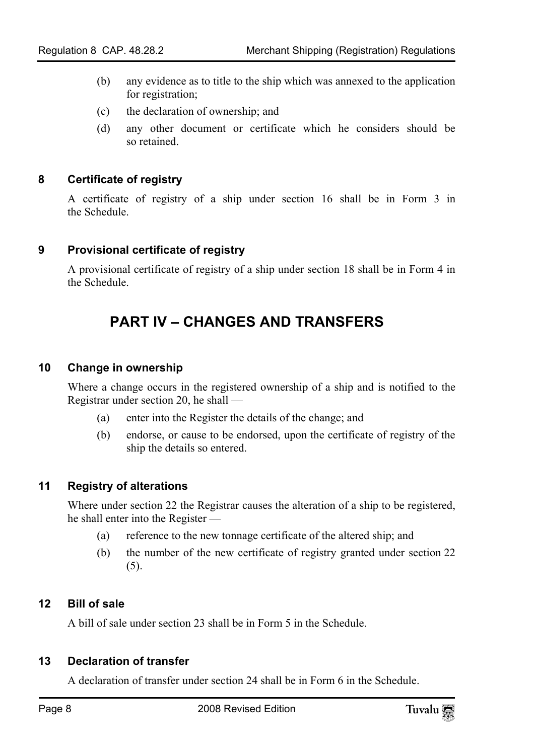(b) any evidence as to title to the ship which was annexed to the application for registration;

(c) the declaration of ownership; and

(d) any other document or certificate which he considers should be so retained.

### 8 Certificate of registry

A certificate of registry of a ship under section 16 shall be in Form 3 in the Schedule.

### 9 Provisional certificate of registry

A provisional certificate of registry of a ship under section 18 shall be in Form 4 in the Schedule.

## PART IV – CHANGES AND TRANSFERS

### 10 Change in ownership

Where a change occurs in the registered ownership of a ship and is notified to the Registrar under section 20, he shall —

(a) enter into the Register the details of the change; and

(b) endorse, or cause to be endorsed, upon the certificate of registry of the ship the details so entered.

### 11 Registry of alterations

Where under section 22 the Registrar causes the alteration of a ship to be registered, he shall enter into the Register —

(a) reference to the new tonnage certificate of the altered ship; and

(b) the number of the new certificate of registry granted under section 22 (5).

### 12 Bill of sale

A bill of sale under section 23 shall be in Form 5 in the Schedule.

### 13 Declaration of transfer

A declaration of transfer under section 24 shall be in Form 6 in the Schedule.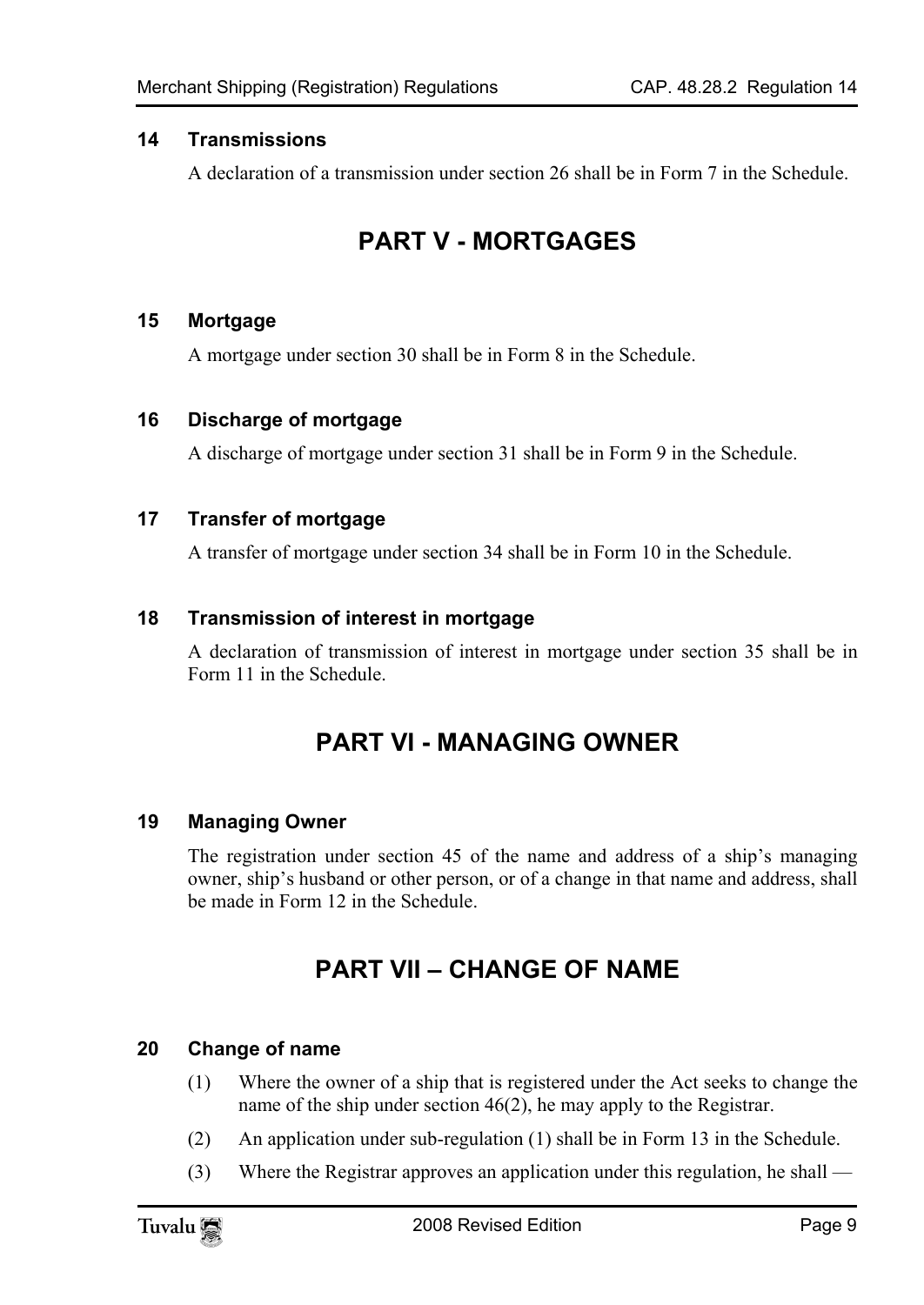### 14 Transmissions

A declaration of a transmission under section 26 shall be in Form 7 in the Schedule.

## PART V - MORTGAGES

### 15 Mortgage

A mortgage under section 30 shall be in Form 8 in the Schedule.

### 16 Discharge of mortgage

A discharge of mortgage under section 31 shall be in Form 9 in the Schedule.

### 17 Transfer of mortgage

A transfer of mortgage under section 34 shall be in Form 10 in the Schedule.

### 18 Transmission of interest in mortgage

A declaration of transmission of interest in mortgage under section 35 shall be in Form 11 in the Schedule.

## PART VI - MANAGING OWNER

### 19 Managing Owner

The registration under section 45 of the name and address of a ship's managing owner, ship's husband or other person, or of a change in that name and address, shall be made in Form 12 in the Schedule.

## PART VII – CHANGE OF NAME

### 20 Change of name

(1) Where the owner of a ship that is registered under the Act seeks to change the name of the ship under section 46(2), he may apply to the Registrar.

(2) An application under sub-regulation (1) shall be in Form 13 in the Schedule.

(3) Where the Registrar approves an application under this regulation, he shall —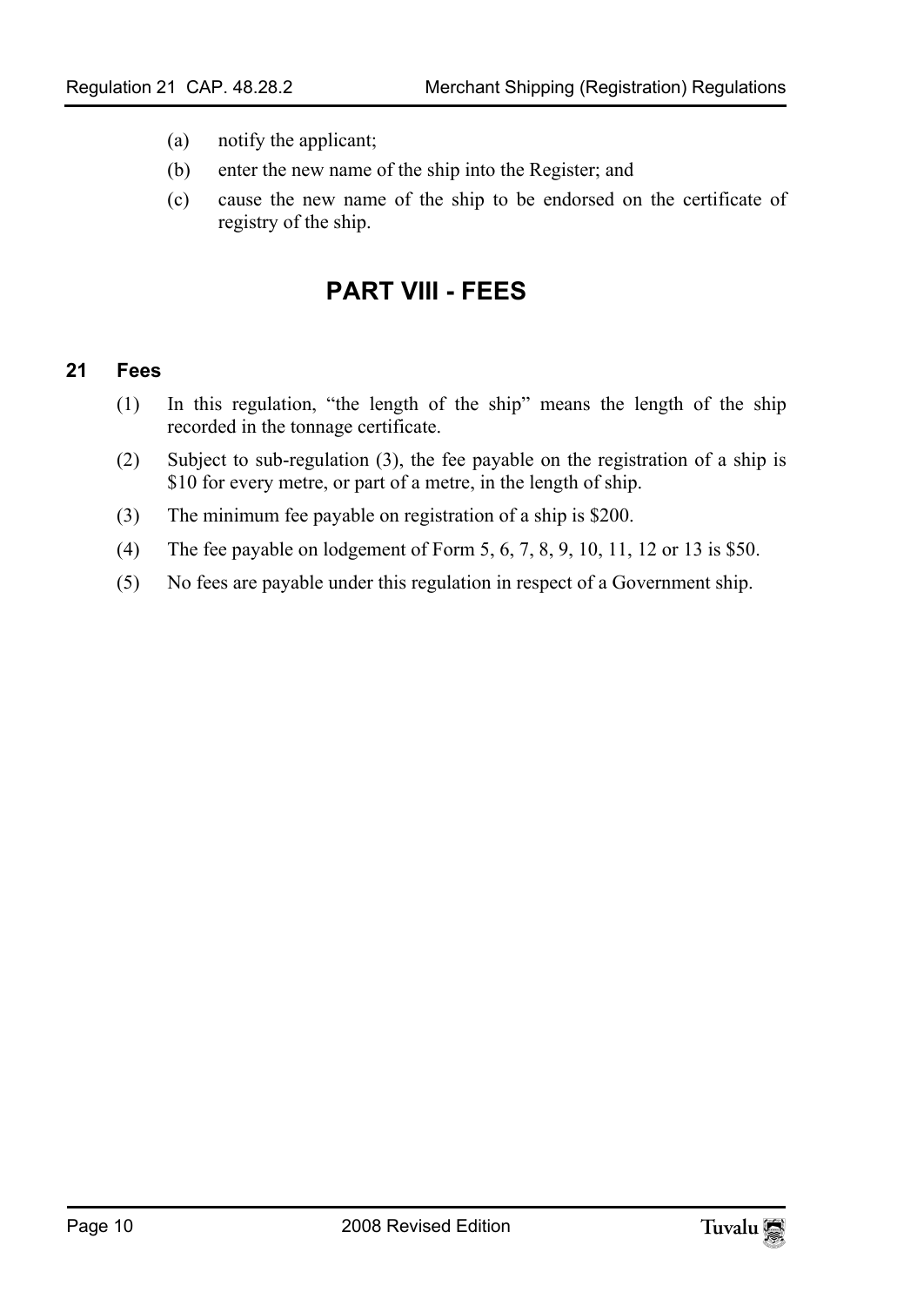(a) notify the applicant;

(b) enter the new name of the ship into the Register; and

(c) cause the new name of the ship to be endorsed on the certificate of registry of the ship.

# PART VIII - FEES

## 21 Fees

(1) In this regulation, “the length of the ship” means the length of the ship recorded in the tonnage certificate.

(2) Subject to sub-regulation (3), the fee payable on the registration of a ship is $10 for every metre, or part of a metre, in the length of ship.

(3) The minimum fee payable on registration of a ship is $200.

(4) The fee payable on lodgement of Form 5, 6, 7, 8, 9, 10, 11, 12 or 13 is $50.

(5) No fees are payable under this regulation in respect of a Government ship.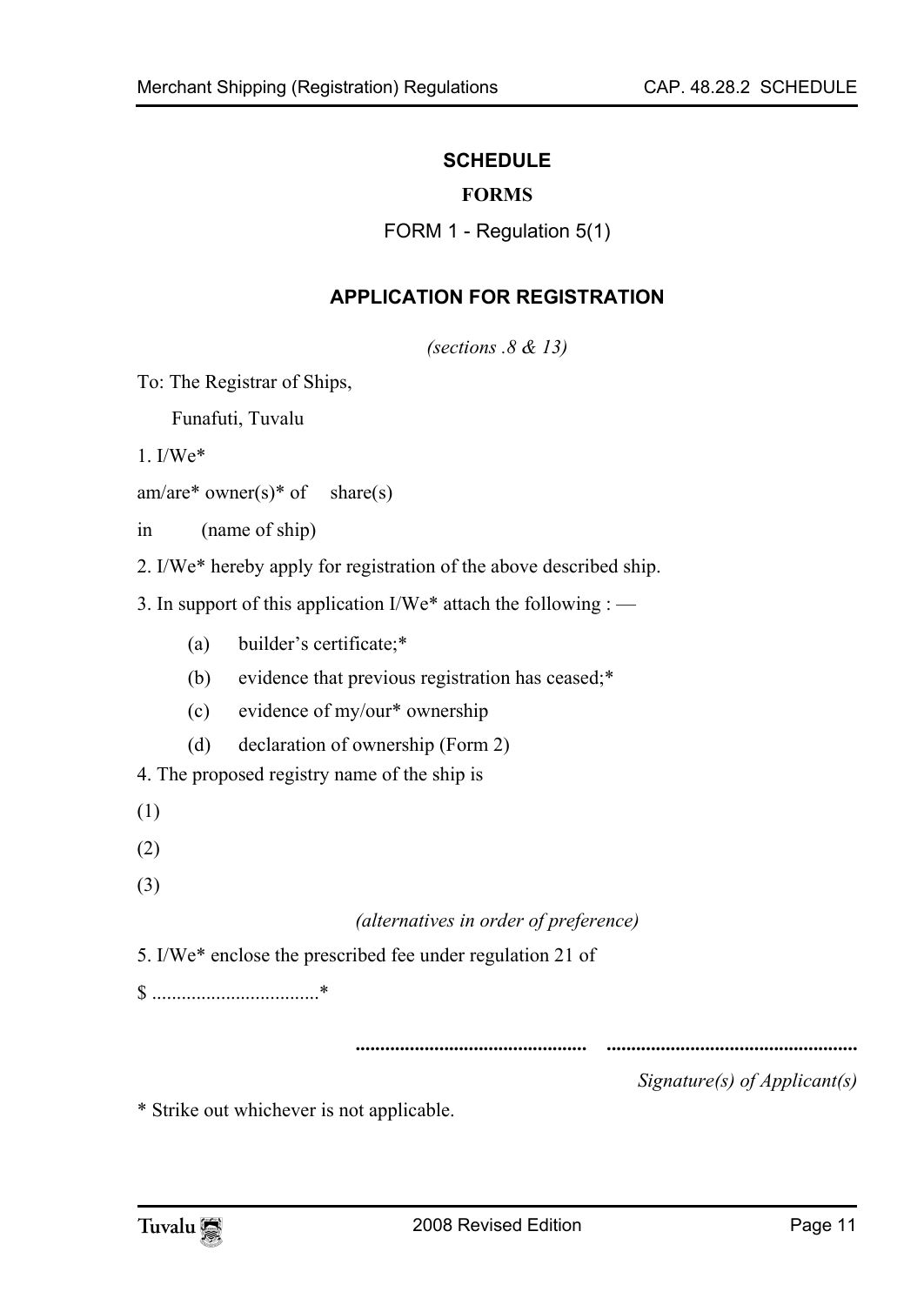## SCHEDULE

### FORMS

FORM 1 - Regulation 5(1)

### APPLICATION FOR REGISTRATION

*(sections .8 & 13)*

To: The Registrar of Ships,

Funafuti, Tuvalu

1. I/We*

am/are* owner(s)* of share(s)

in (name of ship)

2. I/We* hereby apply for registration of the above described ship.

3. In support of this application I/We* attach the following : —

   (a) builder's certificate;*

   (b) evidence that previous registration has ceased;*

   (c) evidence of my/our* ownership

   (d) declaration of ownership (Form 2)

4. The proposed registry name of the ship is

(1)

(2)

(3)

*(alternatives in order of preference)*

5. I/We* enclose the prescribed fee under regulation 21 of

$ ..................................*

............................................... ...................................................

*Signature(s) of Applicant(s)*

* Strike out whichever is not applicable.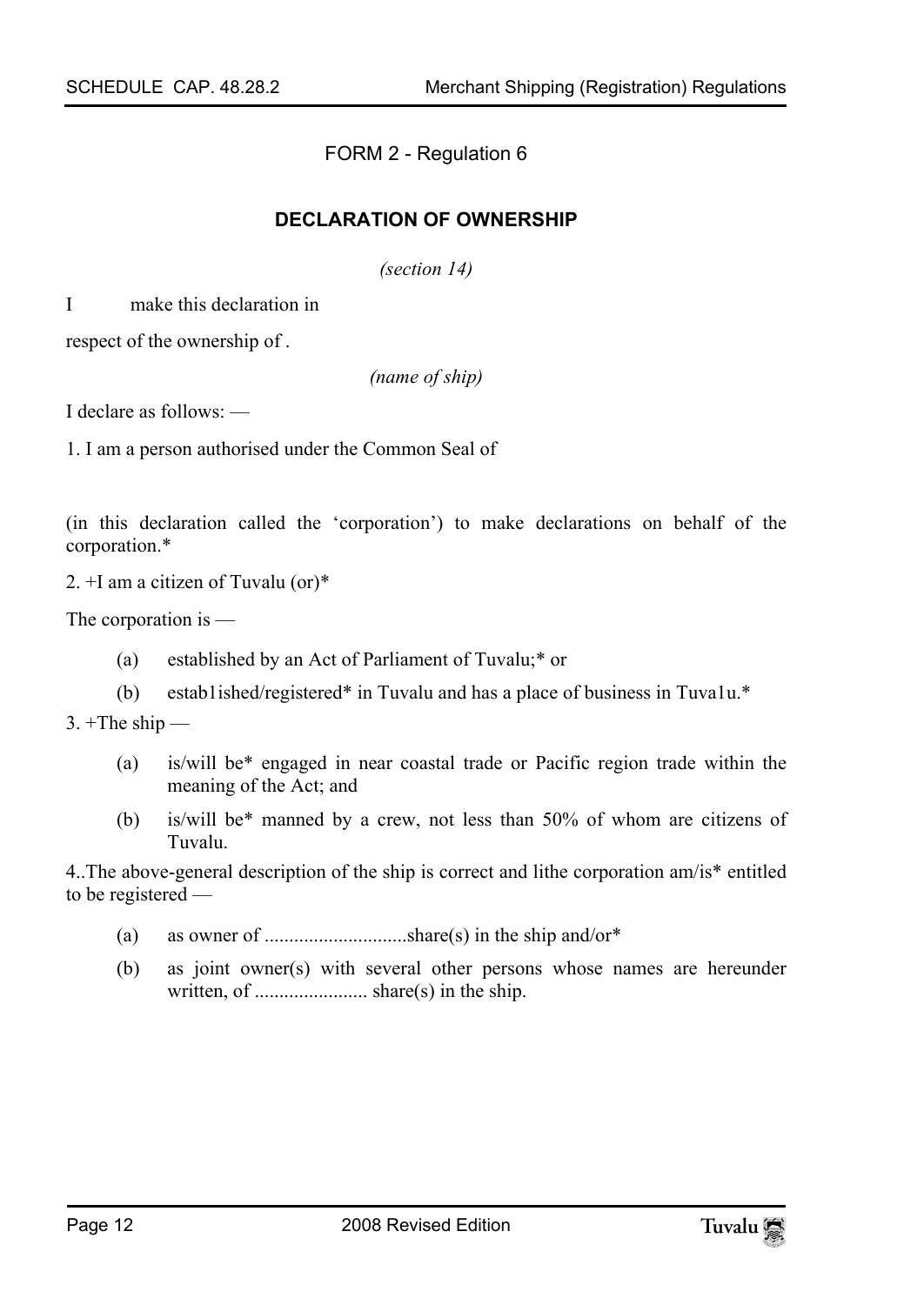FORM 2 - Regulation 6

## DECLARATION OF OWNERSHIP

*(section 14)*

I make this declaration in

respect of the ownership of .

*(name of ship)*

I declare as follows: —

1. I am a person authorised under the Common Seal of

(in this declaration called the 'corporation') to make declarations on behalf of the corporation.*

2. +I am a citizen of Tuvalu (or)*

The corporation is —

(a) established by an Act of Parliament of Tuvalu;* or

(b) estab1ished/registered* in Tuvalu and has a place of business in Tuva1u.*

3. +The ship —

(a) is/will be* engaged in near coastal trade or Pacific region trade within the meaning of the Act; and

(b) is/will be* manned by a crew, not less than 50% of whom are citizens of Tuvalu.

4..The above-general description of the ship is correct and lithe corporation am/is* entitled to be registered —

(a) as owner of ............................share(s) in the ship and/or*

(b) as joint owner(s) with several other persons whose names are hereunder written, of ...................... share(s) in the ship.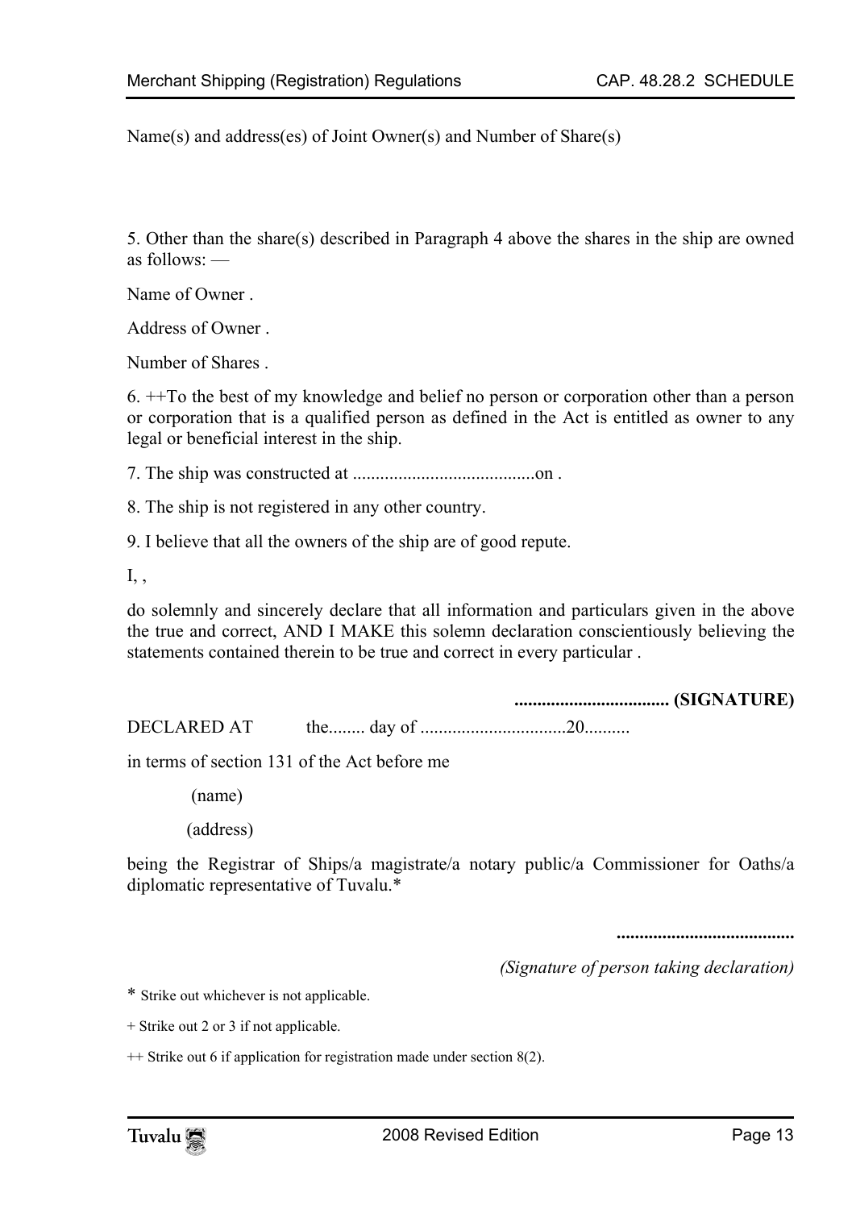Name(s) and address(es) of Joint Owner(s) and Number of Share(s)

5. Other than the share(s) described in Paragraph 4 above the shares in the ship are owned as follows: —

Name of Owner .

Address of Owner .

Number of Shares .

6. ++To the best of my knowledge and belief no person or corporation other than a person or corporation that is a qualified person as defined in the Act is entitled as owner to any legal or beneficial interest in the ship.

7. The ship was constructed at ........................................on .

8. The ship is not registered in any other country.

9. I believe that all the owners of the ship are of good repute.

I, ,

do solemnly and sincerely declare that all information and particulars given in the above the true and correct, AND I MAKE this solemn declaration conscientiously believing the statements contained therein to be true and correct in every particular .

**.................................. (SIGNATURE)**

DECLARED AT the........ day of ...............................20..........

in terms of section 131 of the Act before me

(name)

(address)

being the Registrar of Ships/a magistrate/a notary public/a Commissioner for Oaths/a diplomatic representative of Tuvalu.*

**.......................................**

*(Signature of person taking declaration)*

* Strike out whichever is not applicable.

+ Strike out 2 or 3 if not applicable.

++ Strike out 6 if application for registration made under section 8(2).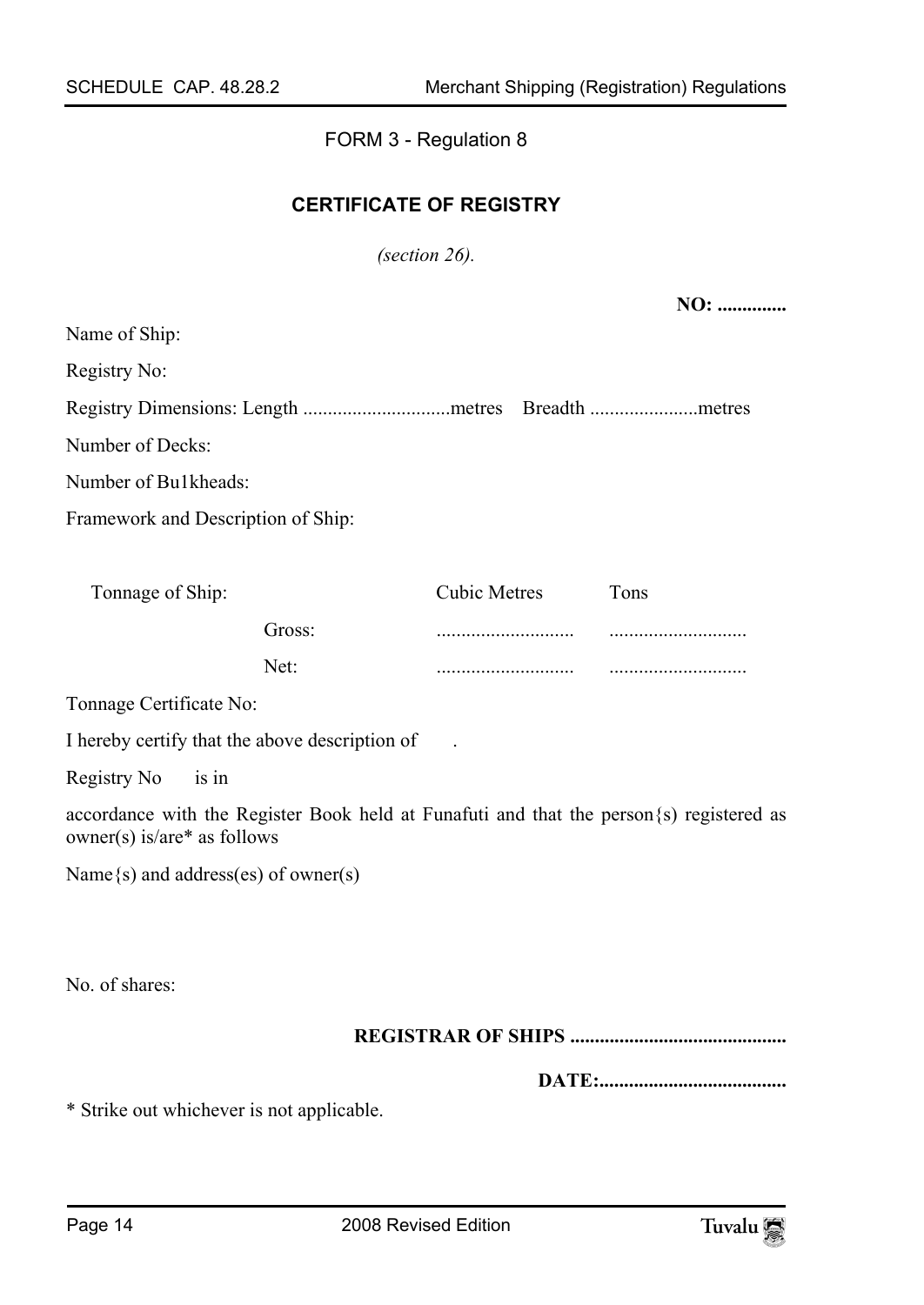FORM 3 - Regulation 8

## CERTIFICATE OF REGISTRY

*(section 26).*

**NO: ..............**

Name of Ship:

Registry No:

Registry Dimensions: Length .............................metres Breadth .....................metres

Number of Decks:

Number of Bu1kheads:

Framework and Description of Ship:

| Tonnage of Ship: | | Cubic Metres | Tons |
|---|---|---|---|
| | Gross: | ............................ | ............................ |
| | Net: | ............................ | ............................ |

Tonnage Certificate No:

I hereby certify that the above description of .

Registry No is in

accordance with the Register Book held at Funafuti and that the person{s) registered as owner(s) is/are* as follows

Name{s) and address(es) of owner(s)

No. of shares:

**REGISTRAR OF SHIPS ............................................**

**DATE:......................................**

* Strike out whichever is not applicable.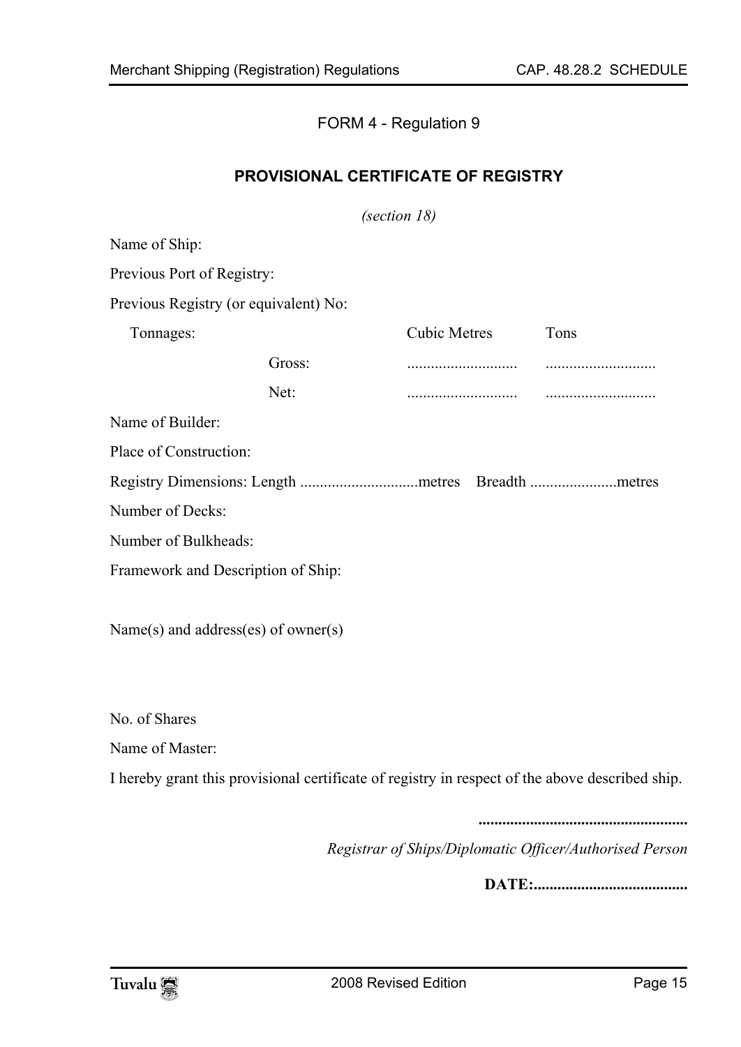FORM 4 - Regulation 9

## PROVISIONAL CERTIFICATE OF REGISTRY

*(section 18)*

Name of Ship:

Previous Port of Registry:

Previous Registry (or equivalent) No:

| Tonnages: | | Cubic Metres | Tons |
|---|---|---|---|
| | Gross: | ............................ | ............................ |
| | Net: | ............................ | ............................ |

Name of Builder:

Place of Construction:

Registry Dimensions: Length ..............................metres Breadth ......................metres

Number of Decks:

Number of Bulkheads:

Framework and Description of Ship:

Name(s) and address(es) of owner(s)

No. of Shares

Name of Master:

I hereby grant this provisional certificate of registry in respect of the above described ship.

**.....................................................**

*Registrar of Ships/Diplomatic Officer/Authorised Person*

**DATE:.......................................**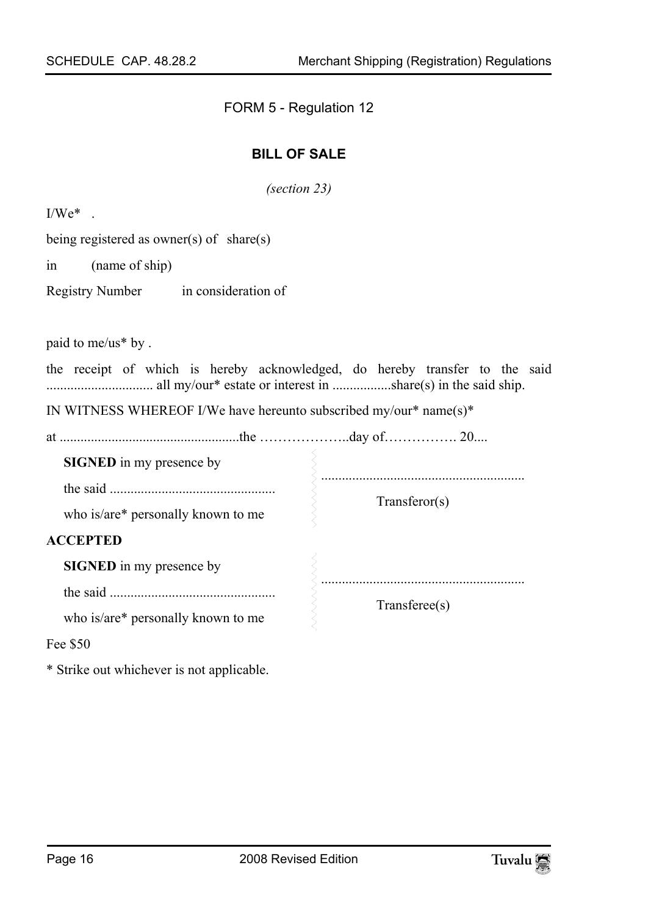FORM 5 - Regulation 12

## BILL OF SALE

*(section 23)*

I/We* .

being registered as owner(s) of share(s)

in (name of ship)

Registry Number in consideration of

paid to me/us* by .

the receipt of which is hereby acknowledged, do hereby transfer to the said ............................... all my/our* estate or interest in .................share(s) in the said ship.

IN WITNESS WHEREOF I/We have hereunto subscribed my/our* name(s)*

at ....................................................the ………………..day of……………. 20....

| | |
|---|---|
| **SIGNED** in my presence by<br>the said ................................................<br>who is/are* personally known to me | ..........................................................<br>Transferor(s) |

**ACCEPTED**

| | |
|---|---|
| **SIGNED** in my presence by<br>the said ................................................<br>who is/are* personally known to me | ..........................................................<br>Transferee(s) |

Fee $50

* Strike out whichever is not applicable.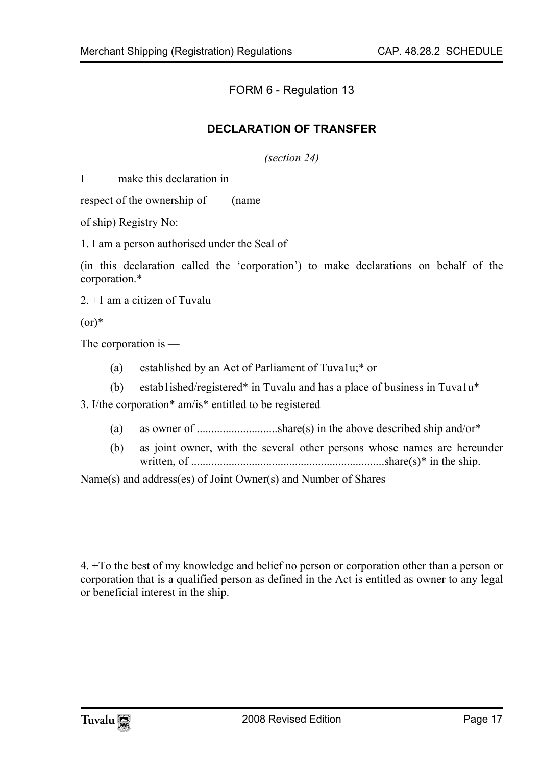FORM 6 - Regulation 13

## DECLARATION OF TRANSFER

*(section 24)*

I make this declaration in

respect of the ownership of (name

of ship) Registry No:

1. I am a person authorised under the Seal of

(in this declaration called the 'corporation') to make declarations on behalf of the corporation.*

2. +1 am a citizen of Tuvalu

(or)*

The corporation is —

(a) established by an Act of Parliament of Tuva1u;* or

(b) estab1ished/registered* in Tuvalu and has a place of business in Tuva1u*

3. I/the corporation* am/is* entitled to be registered —

(a) as owner of ...........................share(s) in the above described ship and/or*

(b) as joint owner, with the several other persons whose names are hereunder written, of ..................................................................share(s)* in the ship.

Name(s) and address(es) of Joint Owner(s) and Number of Shares

4. +To the best of my knowledge and belief no person or corporation other than a person or corporation that is a qualified person as defined in the Act is entitled as owner to any legal or beneficial interest in the ship.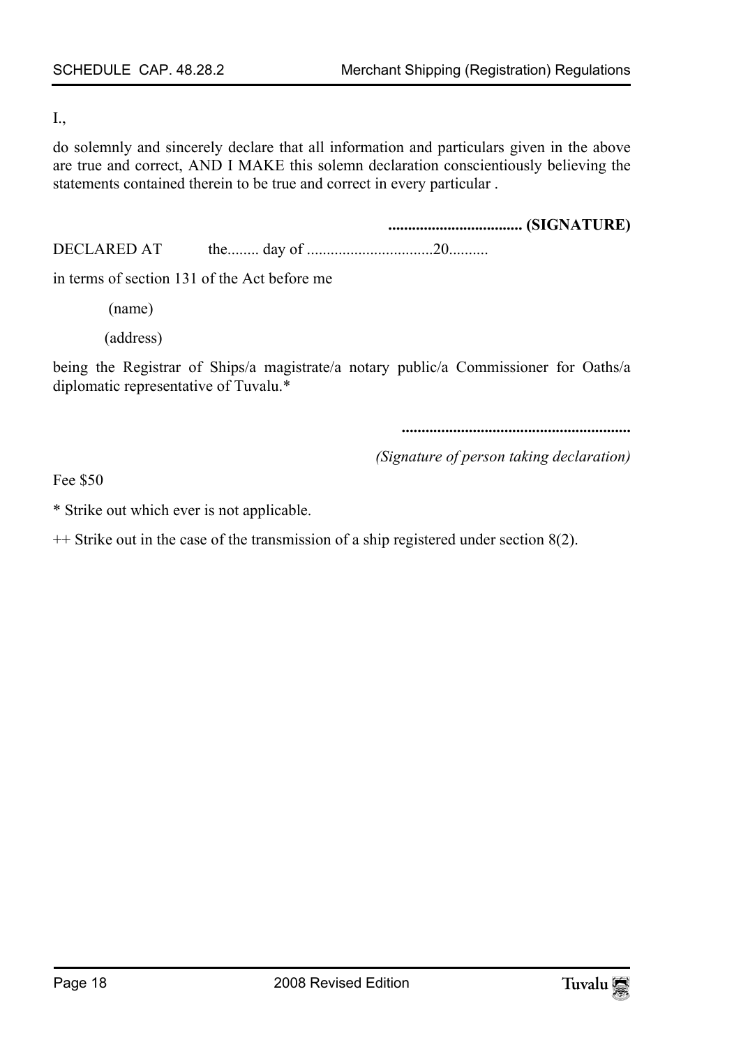I.,

do solemnly and sincerely declare that all information and particulars given in the above are true and correct, AND I MAKE this solemn declaration conscientiously believing the statements contained therein to be true and correct in every particular .

**.................................. (SIGNATURE)**

DECLARED AT the........ day of ...............................20..........

in terms of section 131 of the Act before me

(name)

(address)

being the Registrar of Ships/a magistrate/a notary public/a Commissioner for Oaths/a diplomatic representative of Tuvalu.*

**..........................................................**

*(Signature of person taking declaration)*

Fee $50

* Strike out which ever is not applicable.

++ Strike out in the case of the transmission of a ship registered under section 8(2).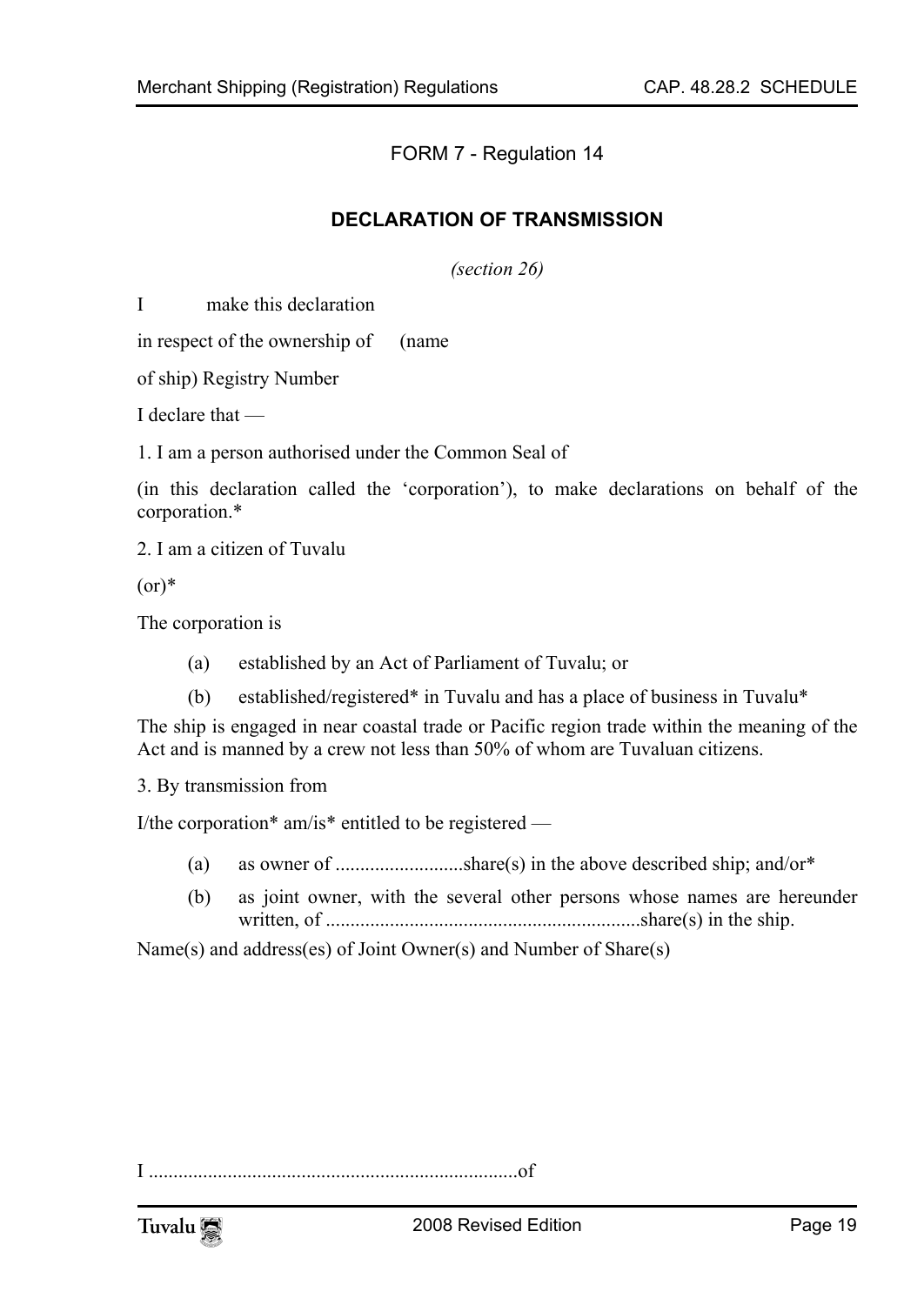FORM 7 - Regulation 14

## DECLARATION OF TRANSMISSION

*(section 26)*

I make this declaration

in respect of the ownership of (name

of ship) Registry Number

I declare that —

1. I am a person authorised under the Common Seal of

(in this declaration called the 'corporation'), to make declarations on behalf of the corporation.*

2. I am a citizen of Tuvalu

(or)*

The corporation is

- (a) established by an Act of Parliament of Tuvalu; or
- (b) established/registered* in Tuvalu and has a place of business in Tuvalu*

The ship is engaged in near coastal trade or Pacific region trade within the meaning of the Act and is manned by a crew not less than 50% of whom are Tuvaluan citizens.

3. By transmission from

I/the corporation* am/is* entitled to be registered —

- (a) as owner of ..........................share(s) in the above described ship; and/or*
- (b) as joint owner, with the several other persons whose names are hereunder written, of ...............................................................share(s) in the ship.

Name(s) and address(es) of Joint Owner(s) and Number of Share(s)

I ...........................................................................of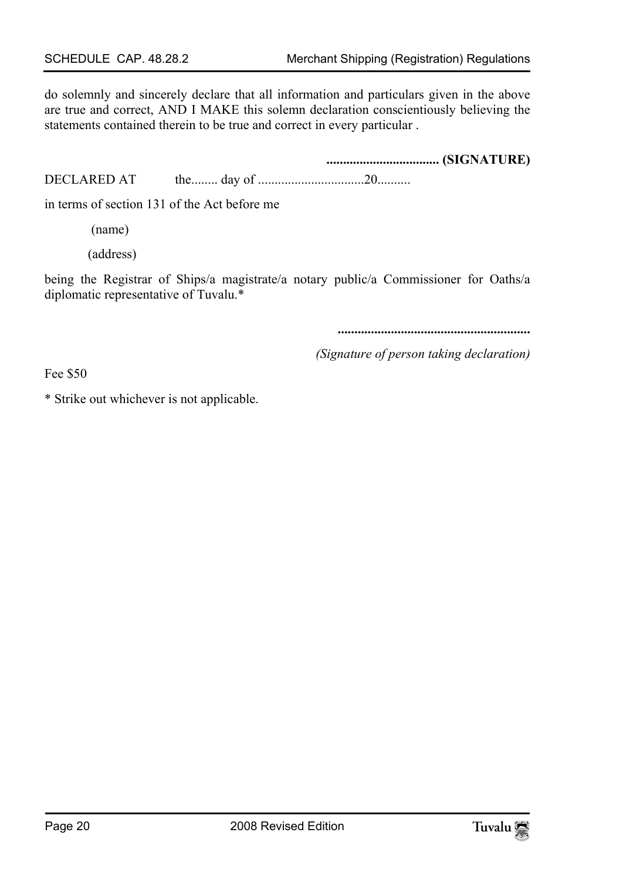do solemnly and sincerely declare that all information and particulars given in the above are true and correct, AND I MAKE this solemn declaration conscientiously believing the statements contained therein to be true and correct in every particular .

**.................................. (SIGNATURE)**

DECLARED AT the........ day of ...............................20..........

in terms of section 131 of the Act before me

(name)

(address)

being the Registrar of Ships/a magistrate/a notary public/a Commissioner for Oaths/a diplomatic representative of Tuvalu.*

**..........................................................**

*(Signature of person taking declaration)*

Fee $50

* Strike out whichever is not applicable.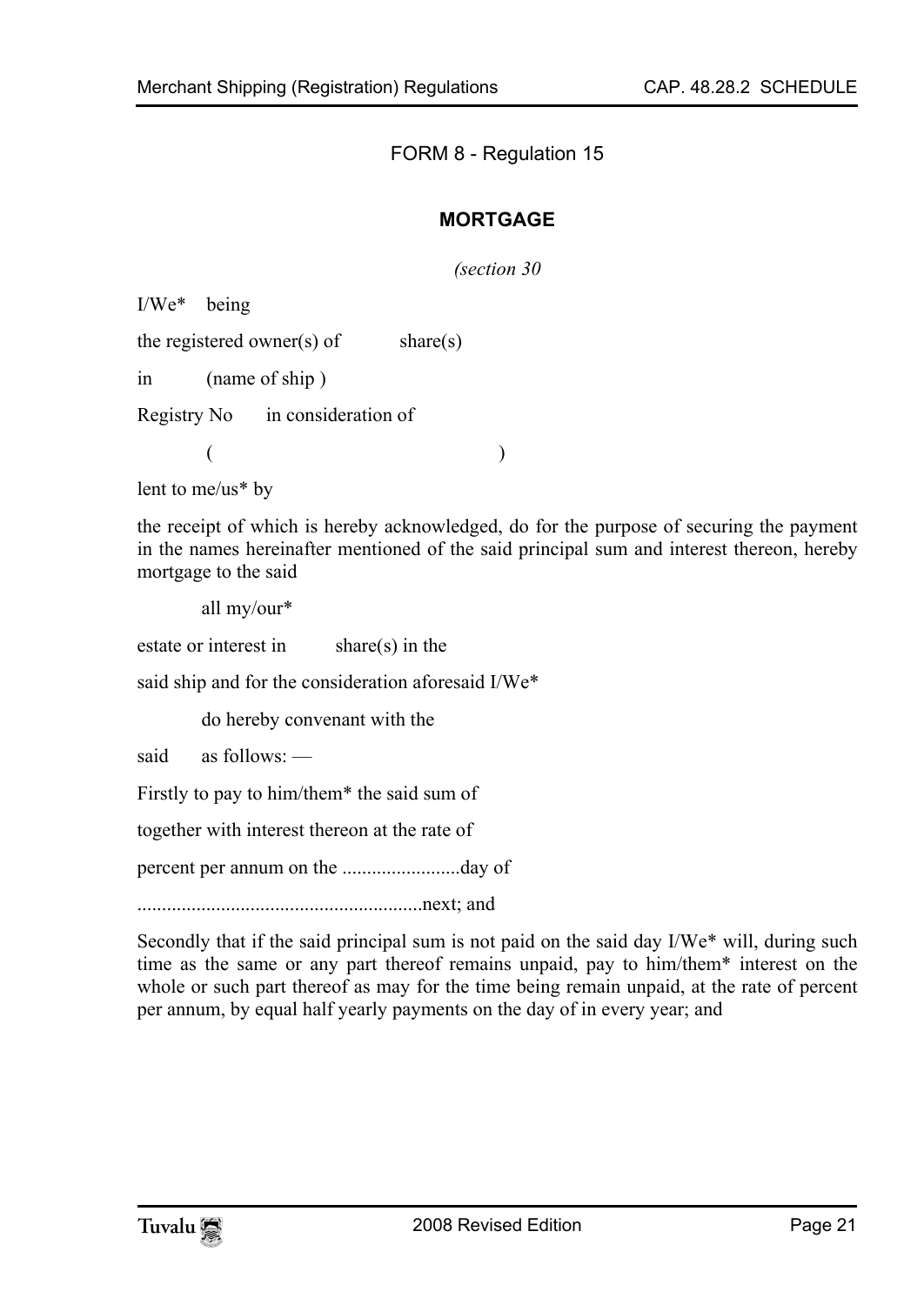FORM 8 - Regulation 15

## MORTGAGE

*(section 30*

I/We* being

the registered owner(s) of share(s)

in (name of ship )

Registry No in consideration of

( )

lent to me/us* by

the receipt of which is hereby acknowledged, do for the purpose of securing the payment in the names hereinafter mentioned of the said principal sum and interest thereon, hereby mortgage to the said

all my/our*

estate or interest in share(s) in the

said ship and for the consideration aforesaid I/We*

do hereby convenant with the

said as follows: —

Firstly to pay to him/them* the said sum of

together with interest thereon at the rate of

percent per annum on the ........................day of

.........................................................next; and

Secondly that if the said principal sum is not paid on the said day I/We* will, during such time as the same or any part thereof remains unpaid, pay to him/them* interest on the whole or such part thereof as may for the time being remain unpaid, at the rate of percent per annum, by equal half yearly payments on the day of in every year; and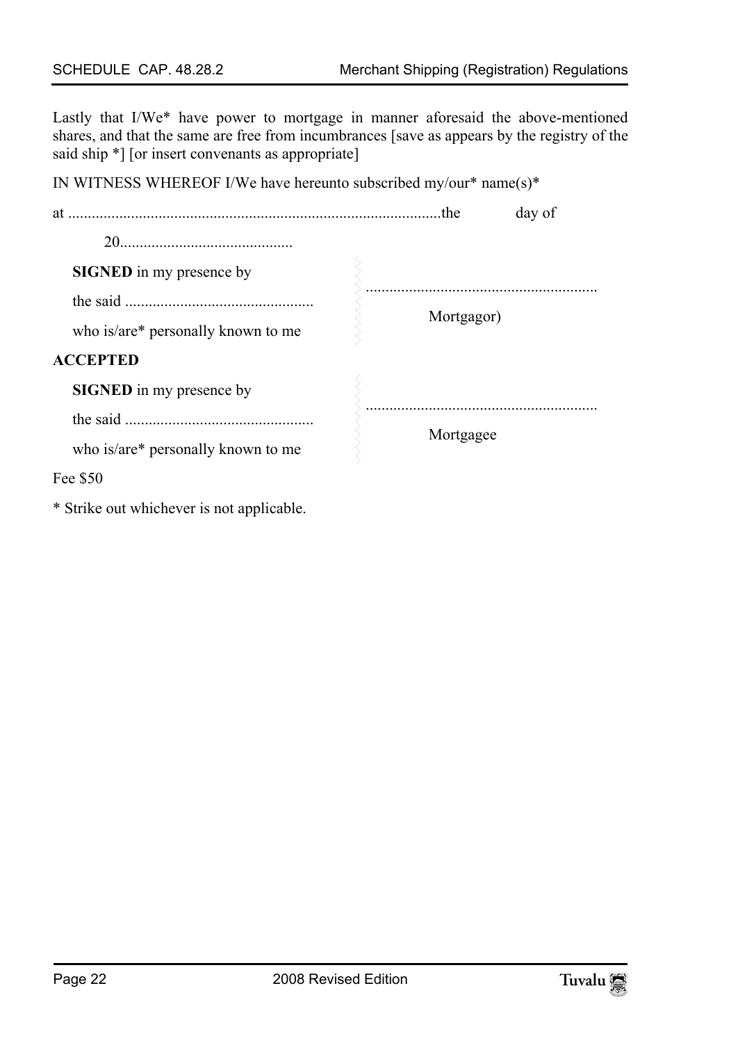Lastly that I/We* have power to mortgage in manner aforesaid the above-mentioned shares, and that the same are free from incumbrances [save as appears by the registry of the said ship *] [or insert convenants as appropriate]

IN WITNESS WHEREOF I/We have hereunto subscribed my/our* name(s)*

at ..............................................................................................the day of

20............................................

**SIGNED** in my presence by

the said ................................................ ...........................................................

who is/are* personally known to me Mortgagor)

**ACCEPTED**

**SIGNED** in my presence by

the said ................................................ ...........................................................

who is/are* personally known to me Mortgagee

Fee $50

* Strike out whichever is not applicable.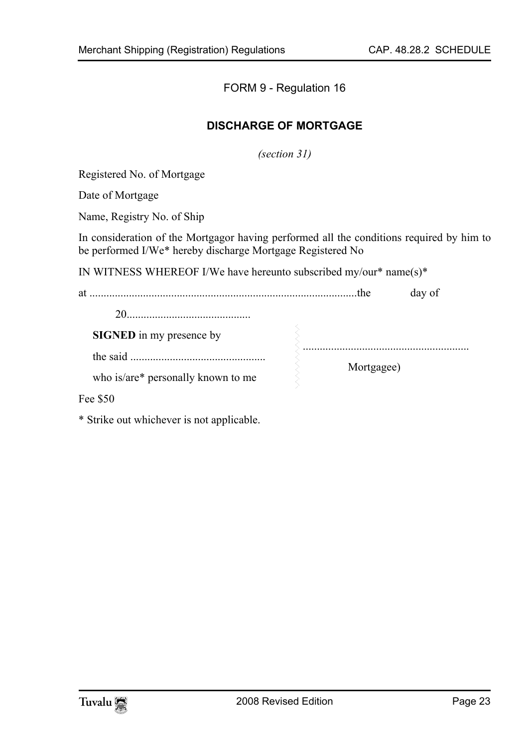FORM 9 - Regulation 16

## DISCHARGE OF MORTGAGE

*(section 31)*

Registered No. of Mortgage

Date of Mortgage

Name, Registry No. of Ship

In consideration of the Mortgagor having performed all the conditions required by him to be performed I/We* hereby discharge Mortgage Registered No

IN WITNESS WHEREOF I/We have hereunto subscribed my/our* name(s)*

at ..............................................................................................the day of

20...........................................

**SIGNED** in my presence by

the said ................................................

who is/are* personally known to me

..........................................................

Mortgagee)

Fee $50

* Strike out whichever is not applicable.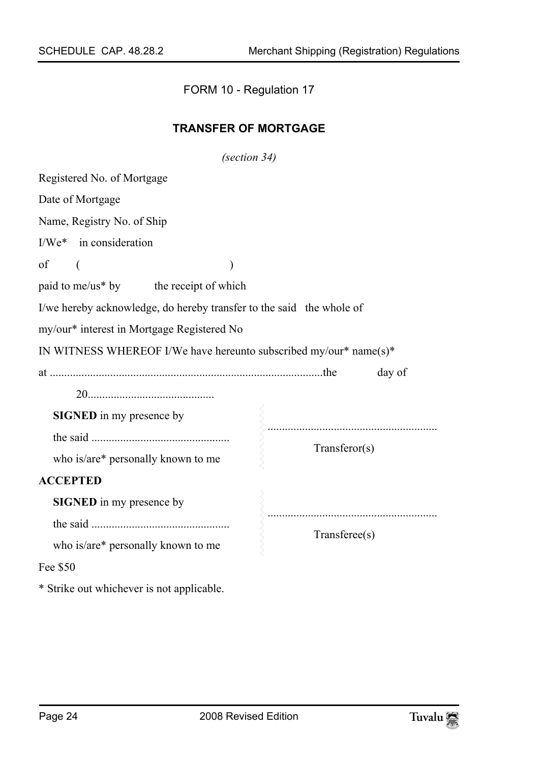FORM 10 - Regulation 17

## TRANSFER OF MORTGAGE

*(section 34)*

Registered No. of Mortgage

Date of Mortgage

Name, Registry No. of Ship

I/We* in consideration

of ( )

paid to me/us* by the receipt of which

I/we hereby acknowledge, do hereby transfer to the said the whole of

my/our* interest in Mortgage Registered No

IN WITNESS WHEREOF I/We have hereunto subscribed my/our* name(s)*

at ..............................................................................................the day of

20............................................

**SIGNED** in my presence by
the said ................................................
who is/are* personally known to me

...........................................................
Transferor(s)

**ACCEPTED**

**SIGNED** in my presence by
the said ................................................
who is/are* personally known to me

...........................................................
Transferee(s)

Fee $50

* Strike out whichever is not applicable.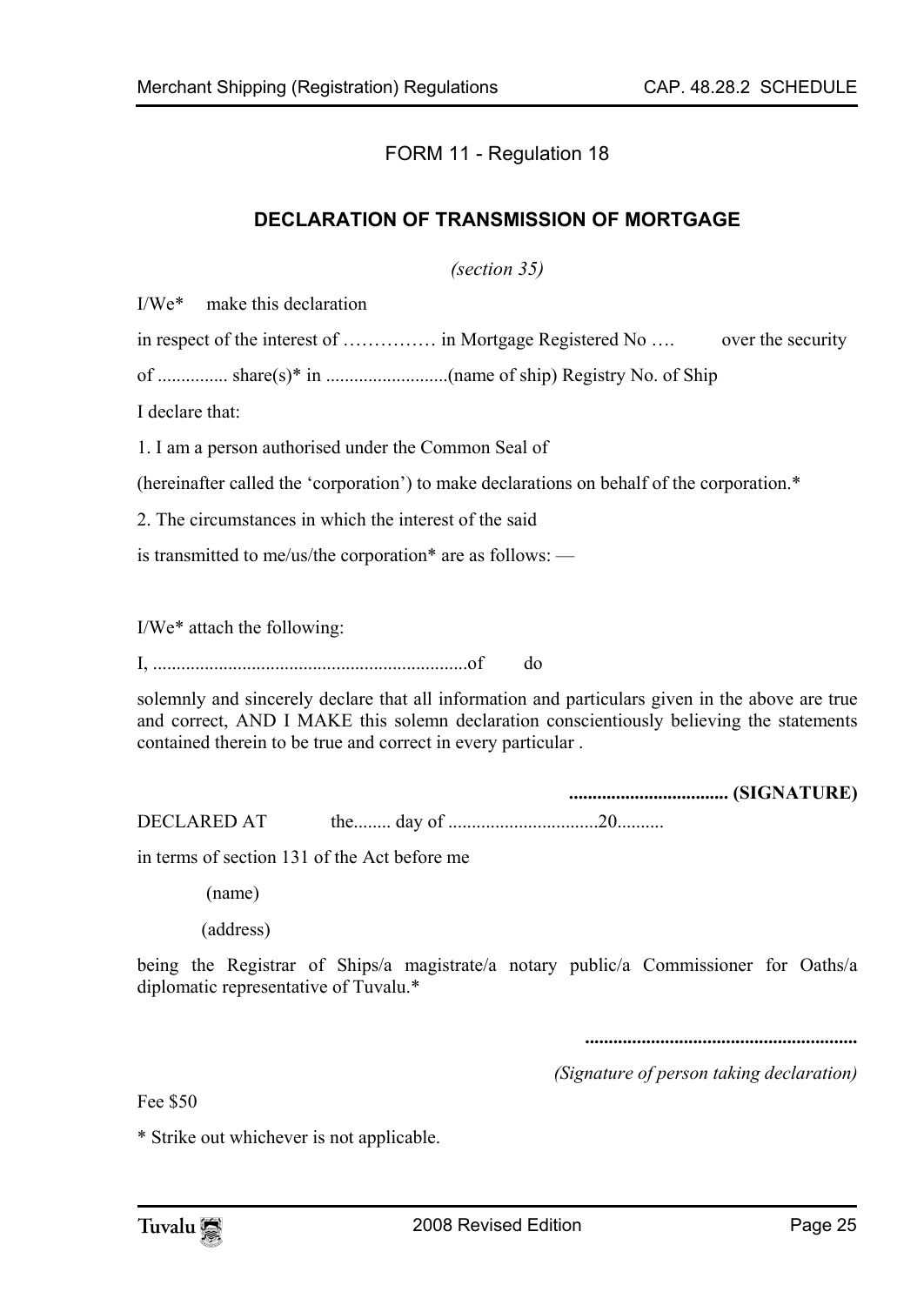FORM 11 - Regulation 18

## DECLARATION OF TRANSMISSION OF MORTGAGE

*(section 35)*

I/We* make this declaration

in respect of the interest of …………… in Mortgage Registered No …. over the security

of ............... share(s)* in ..........................(name of ship) Registry No. of Ship

I declare that:

1. I am a person authorised under the Common Seal of

(hereinafter called the 'corporation') to make declarations on behalf of the corporation.*

2. The circumstances in which the interest of the said

is transmitted to me/us/the corporation* are as follows: —

I/We* attach the following:

I, ...................................................................of do

solemnly and sincerely declare that all information and particulars given in the above are true and correct, AND I MAKE this solemn declaration conscientiously believing the statements contained therein to be true and correct in every particular .

**.................................. (SIGNATURE)**

DECLARED AT the........ day of ................................20..........

in terms of section 131 of the Act before me

(name)

(address)

being the Registrar of Ships/a magistrate/a notary public/a Commissioner for Oaths/a diplomatic representative of Tuvalu.*

**..........................................................**

*(Signature of person taking declaration)*

Fee $50

* Strike out whichever is not applicable.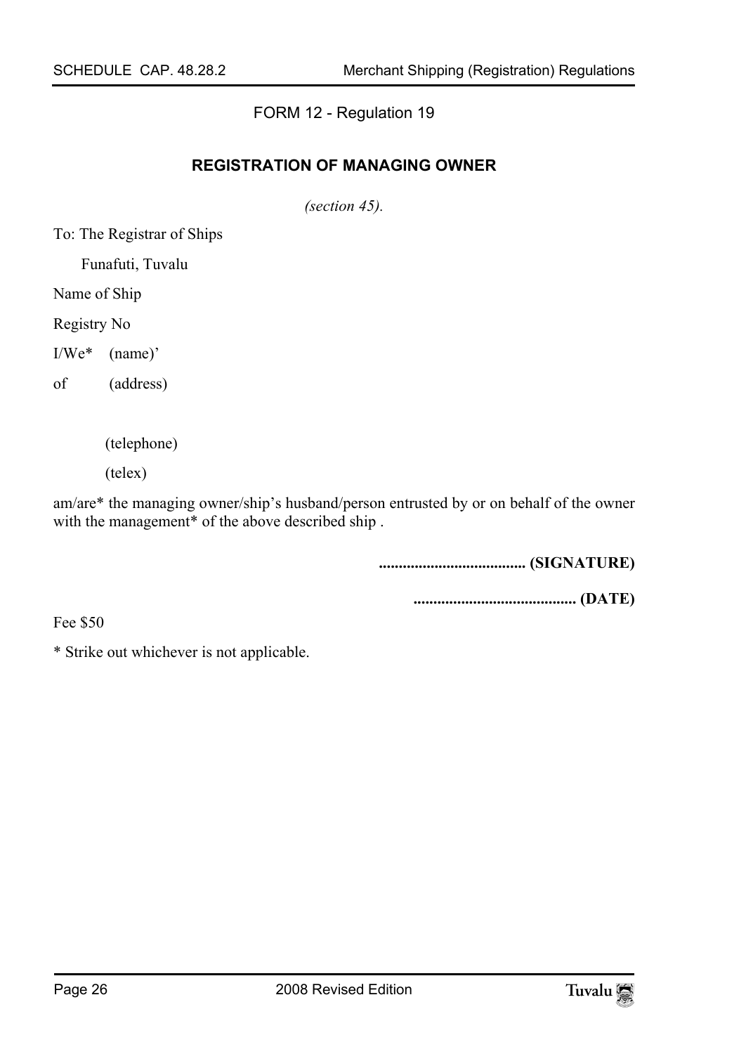FORM 12 - Regulation 19

## REGISTRATION OF MANAGING OWNER

*(section 45).*

To: The Registrar of Ships

Funafuti, Tuvalu

Name of Ship

Registry No

I/We* (name)'

of (address)

(telephone)

(telex)

am/are* the managing owner/ship's husband/person entrusted by or on behalf of the owner with the management* of the above described ship .

**..................................... (SIGNATURE)**

**......................................... (DATE)**

Fee $50

* Strike out whichever is not applicable.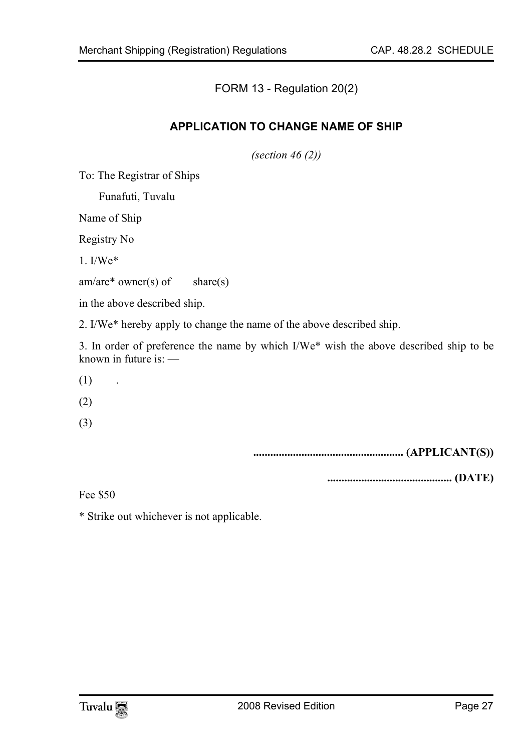FORM 13 - Regulation 20(2)

## APPLICATION TO CHANGE NAME OF SHIP

*(section 46 (2))*

To: The Registrar of Ships

Funafuti, Tuvalu

Name of Ship

Registry No

1. I/We*

am/are* owner(s) of share(s)

in the above described ship.

2. I/We* hereby apply to change the name of the above described ship.

3. In order of preference the name by which I/We* wish the above described ship to be known in future is: —

(1) .

(2)

(3)

**..................................................... (APPLICANT(S))**

**............................................ (DATE)**

Fee $50

* Strike out whichever is not applicable.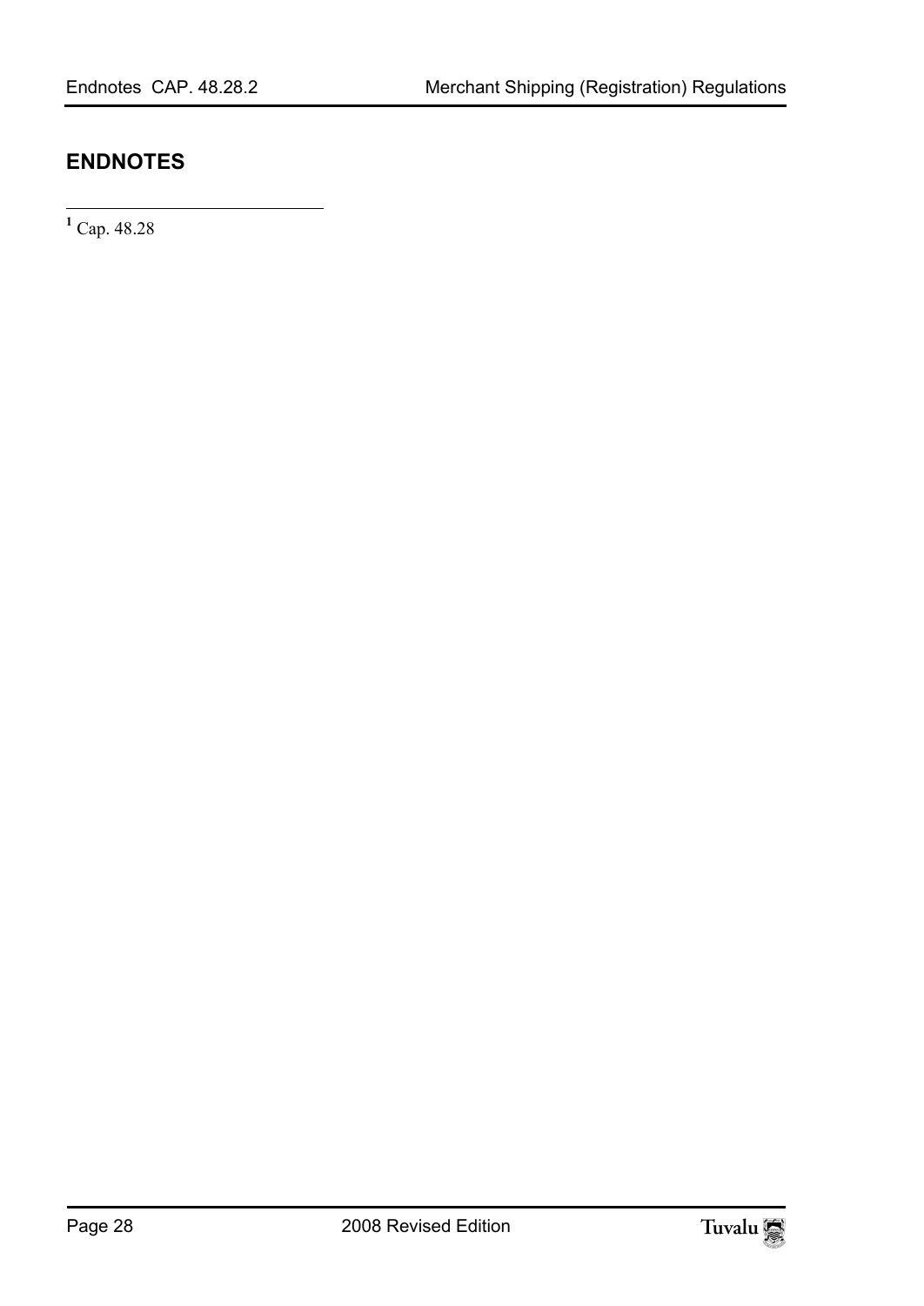## ENDNOTES

[1] Cap. 48.28